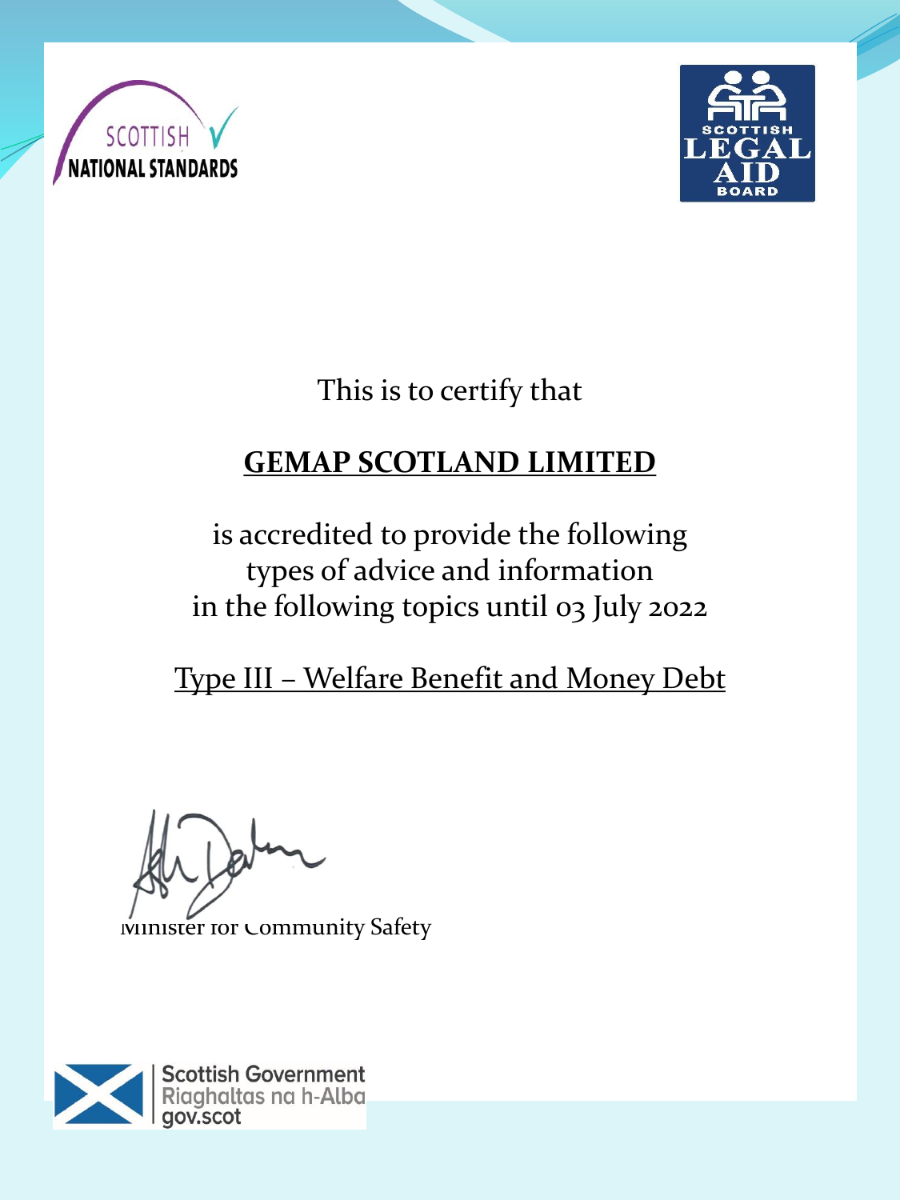SCOTTISH NATIONAL STANDARDS

SCOTTISH LEGAL AID BOARD

This is to certify that

**GEMAP SCOTLAND LIMITED**

is accredited to provide the following types of advice and information in the following topics until 03 July 2022

Type III – Welfare Benefit and Money Debt

Minister for Community Safety

Scottish Government
Riaghaltas na h-Alba
gov.scot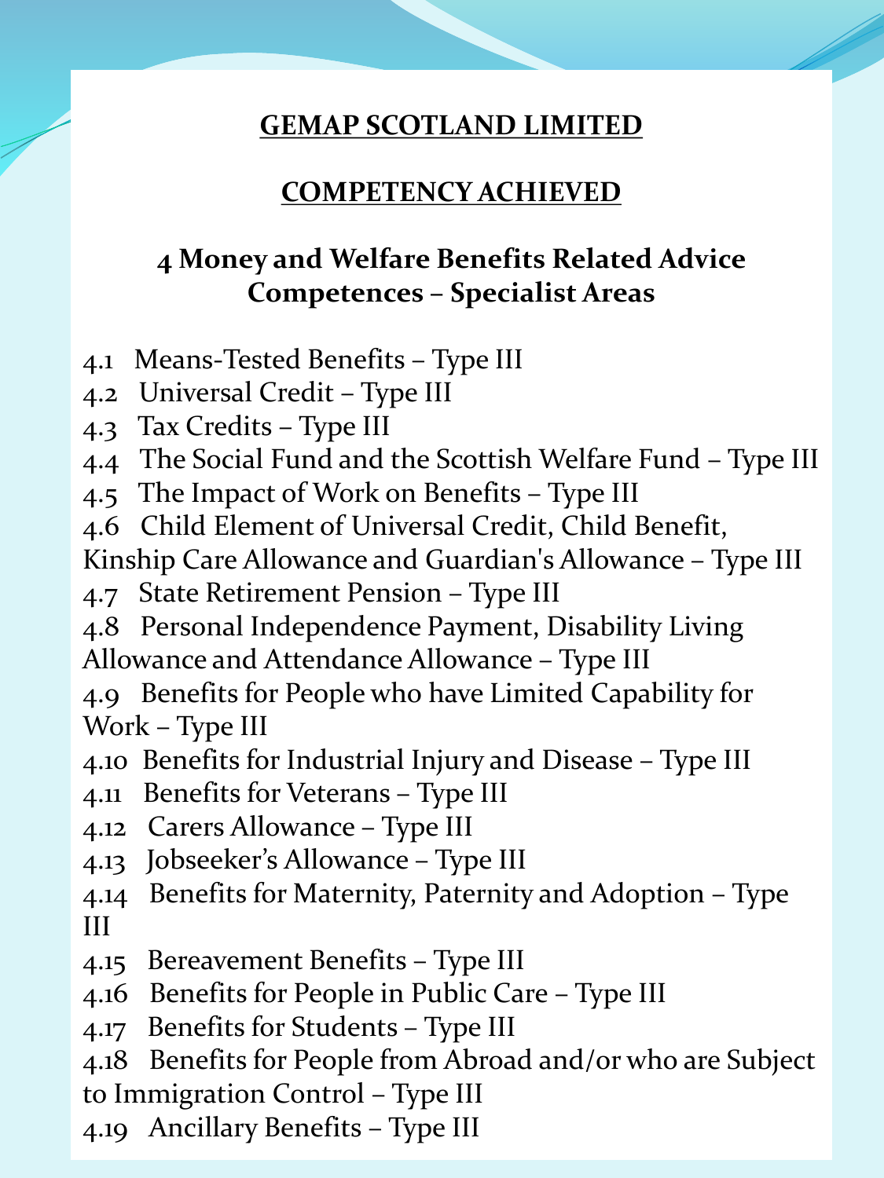# GEMAP SCOTLAND LIMITED

## COMPETENCY ACHIEVED

### 4 Money and Welfare Benefits Related Advice Competences – Specialist Areas

4.1 Means-Tested Benefits – Type III
4.2 Universal Credit – Type III
4.3 Tax Credits – Type III
4.4 The Social Fund and the Scottish Welfare Fund – Type III
4.5 The Impact of Work on Benefits – Type III
4.6 Child Element of Universal Credit, Child Benefit, Kinship Care Allowance and Guardian's Allowance – Type III
4.7 State Retirement Pension – Type III
4.8 Personal Independence Payment, Disability Living Allowance and Attendance Allowance – Type III
4.9 Benefits for People who have Limited Capability for Work – Type III
4.10 Benefits for Industrial Injury and Disease – Type III
4.11 Benefits for Veterans – Type III
4.12 Carers Allowance – Type III
4.13 Jobseeker's Allowance – Type III
4.14 Benefits for Maternity, Paternity and Adoption – Type III
4.15 Bereavement Benefits – Type III
4.16 Benefits for People in Public Care – Type III
4.17 Benefits for Students – Type III
4.18 Benefits for People from Abroad and/or who are Subject to Immigration Control – Type III
4.19 Ancillary Benefits – Type III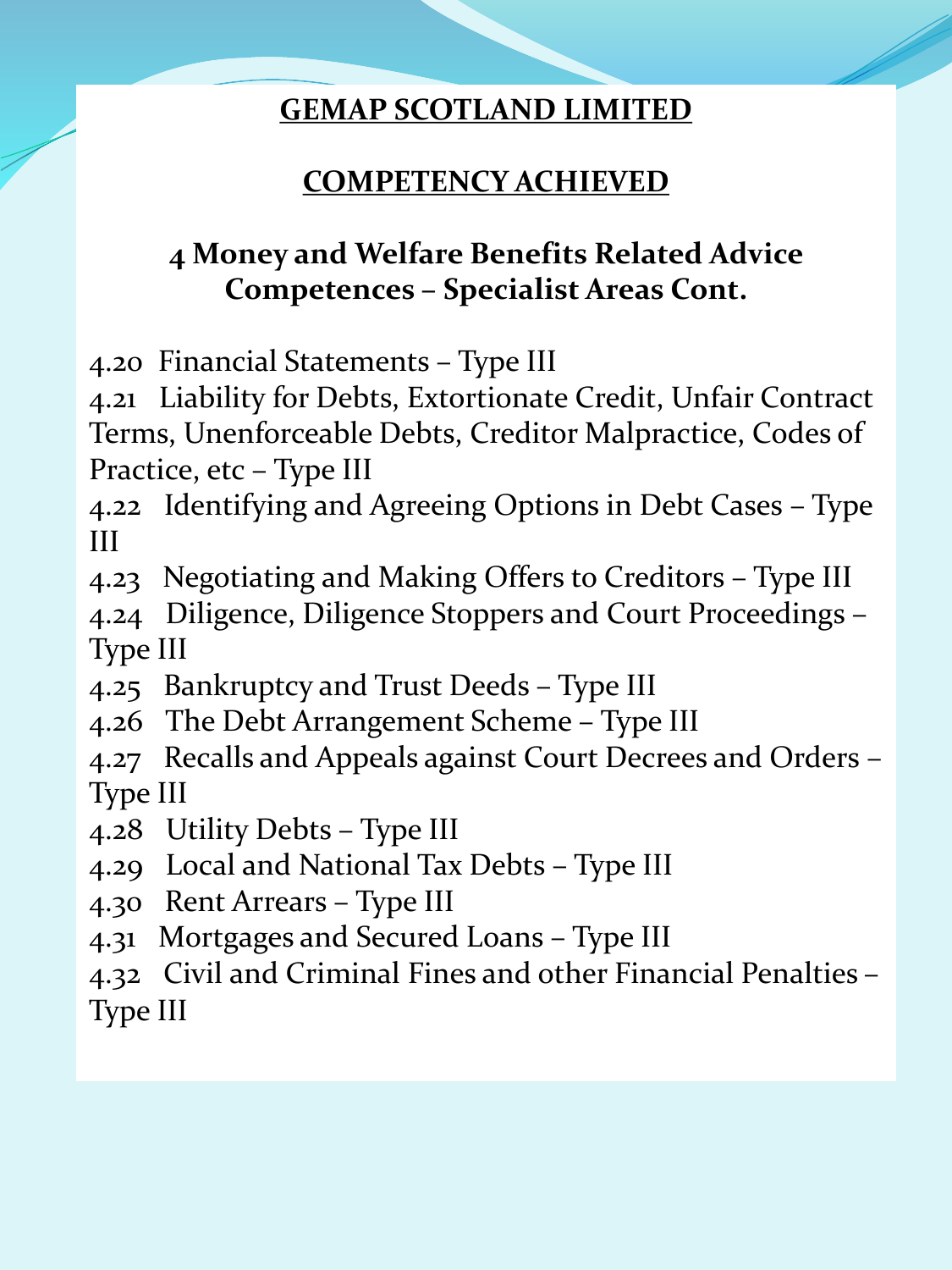# GEMAP SCOTLAND LIMITED

## COMPETENCY ACHIEVED

### 4 Money and Welfare Benefits Related Advice Competences – Specialist Areas Cont.

4.20 Financial Statements – Type III
4.21 Liability for Debts, Extortionate Credit, Unfair Contract Terms, Unenforceable Debts, Creditor Malpractice, Codes of Practice, etc – Type III
4.22 Identifying and Agreeing Options in Debt Cases – Type III
4.23 Negotiating and Making Offers to Creditors – Type III
4.24 Diligence, Diligence Stoppers and Court Proceedings – Type III
4.25 Bankruptcy and Trust Deeds – Type III
4.26 The Debt Arrangement Scheme – Type III
4.27 Recalls and Appeals against Court Decrees and Orders – Type III
4.28 Utility Debts – Type III
4.29 Local and National Tax Debts – Type III
4.30 Rent Arrears – Type III
4.31 Mortgages and Secured Loans – Type III
4.32 Civil and Criminal Fines and other Financial Penalties – Type III